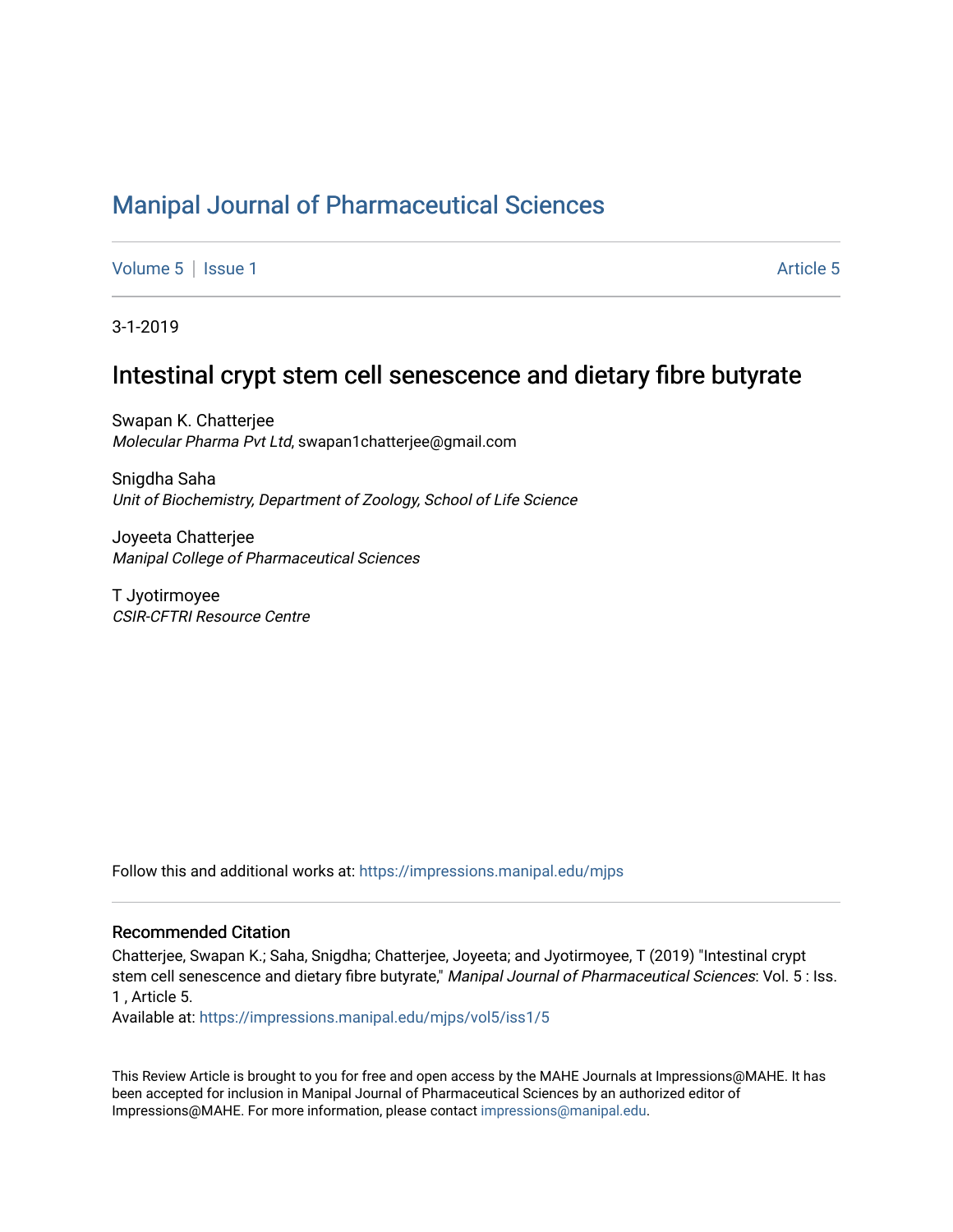# Manipal Journal of Pharmaceutical Sciences

Volume 5 | Issue 1 — Article 5

3-1-2019

## Intestinal crypt stem cell senescence and dietary fibre butyrate

Swapan K. Chatterjee
*Molecular Pharma Pvt Ltd*, swapan1chatterjee@gmail.com

Snigdha Saha
*Unit of Biochemistry, Department of Zoology, School of Life Science*

Joyeeta Chatterjee
*Manipal College of Pharmaceutical Sciences*

T Jyotirmoyee
*CSIR-CFTRI Resource Centre*

Follow this and additional works at: https://impressions.manipal.edu/mjps

### Recommended Citation

Chatterjee, Swapan K.; Saha, Snigdha; Chatterjee, Joyeeta; and Jyotirmoyee, T (2019) "Intestinal crypt stem cell senescence and dietary fibre butyrate," *Manipal Journal of Pharmaceutical Sciences*: Vol. 5 : Iss. 1 , Article 5.
Available at: https://impressions.manipal.edu/mjps/vol5/iss1/5

This Review Article is brought to you for free and open access by the MAHE Journals at Impressions@MAHE. It has been accepted for inclusion in Manipal Journal of Pharmaceutical Sciences by an authorized editor of Impressions@MAHE. For more information, please contact impressions@manipal.edu.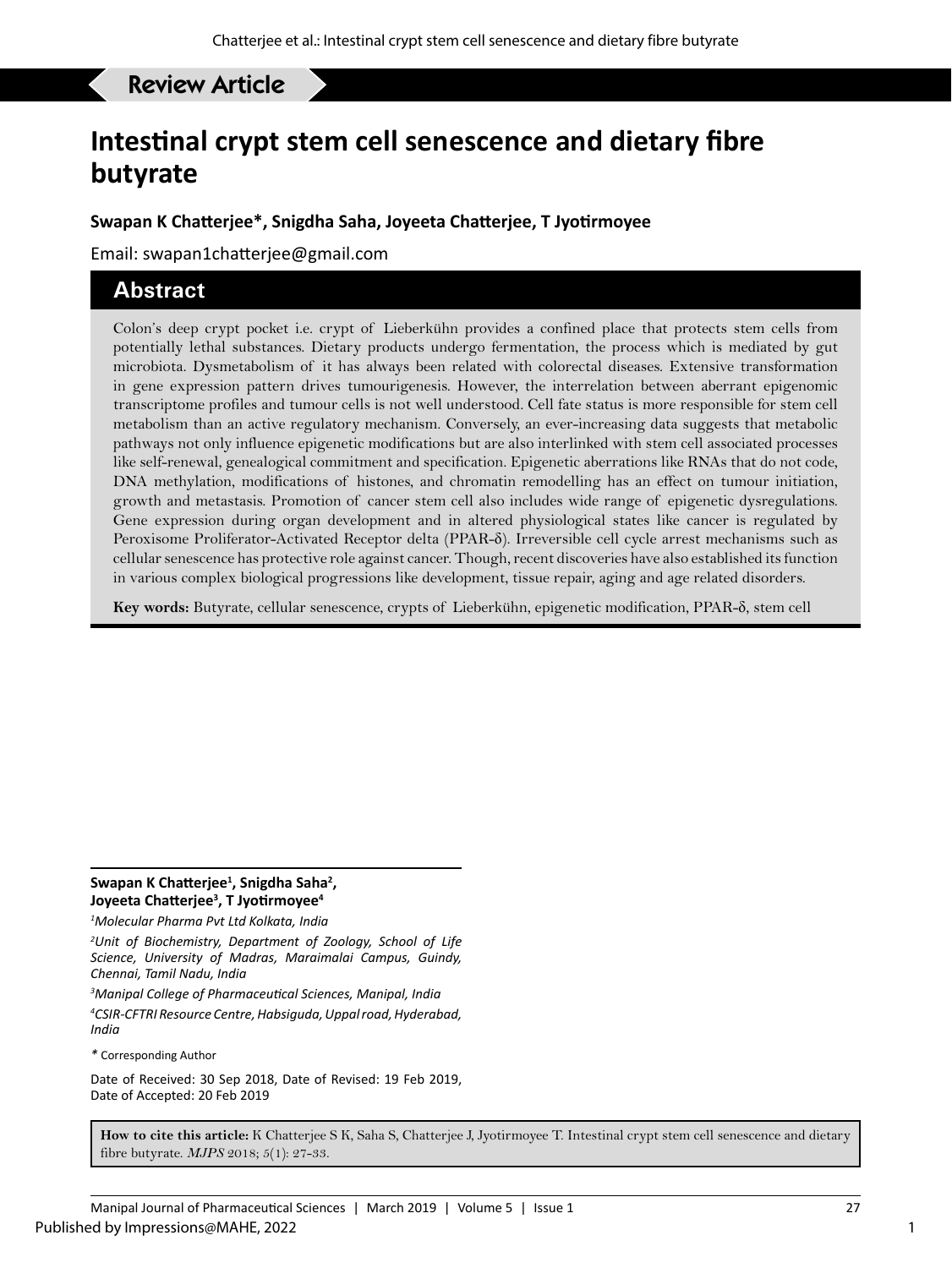Review Article

# Intestinal crypt stem cell senescence and dietary fibre butyrate

**Swapan K Chatterjee\*, Snigdha Saha, Joyeeta Chatterjee, T Jyotirmoyee**

Email: swapan1chatterjee@gmail.com

## Abstract

Colon's deep crypt pocket i.e. crypt of Lieberkühn provides a confined place that protects stem cells from potentially lethal substances. Dietary products undergo fermentation, the process which is mediated by gut microbiota. Dysmetabolism of it has always been related with colorectal diseases. Extensive transformation in gene expression pattern drives tumourigenesis. However, the interrelation between aberrant epigenomic transcriptome profiles and tumour cells is not well understood. Cell fate status is more responsible for stem cell metabolism than an active regulatory mechanism. Conversely, an ever-increasing data suggests that metabolic pathways not only influence epigenetic modifications but are also interlinked with stem cell associated processes like self-renewal, genealogical commitment and specification. Epigenetic aberrations like RNAs that do not code, DNA methylation, modifications of histones, and chromatin remodelling has an effect on tumour initiation, growth and metastasis. Promotion of cancer stem cell also includes wide range of epigenetic dysregulations. Gene expression during organ development and in altered physiological states like cancer is regulated by Peroxisome Proliferator-Activated Receptor delta (PPAR-δ). Irreversible cell cycle arrest mechanisms such as cellular senescence has protective role against cancer. Though, recent discoveries have also established its function in various complex biological progressions like development, tissue repair, aging and age related disorders.

**Key words:** Butyrate, cellular senescence, crypts of Lieberkühn, epigenetic modification, PPAR-δ, stem cell

**Swapan K Chatterjee[1], Snigdha Saha[2], Joyeeta Chatterjee[3], T Jyotirmoyee[4]**

[1]*Molecular Pharma Pvt Ltd Kolkata, India*

[2]*Unit of Biochemistry, Department of Zoology, School of Life Science, University of Madras, Maraimalai Campus, Guindy, Chennai, Tamil Nadu, India*

[3]*Manipal College of Pharmaceutical Sciences, Manipal, India*

[4]*CSIR-CFTRI Resource Centre, Habsiguda, Uppal road, Hyderabad, India*

\* Corresponding Author

Date of Received: 30 Sep 2018, Date of Revised: 19 Feb 2019, Date of Accepted: 20 Feb 2019

**How to cite this article:** K Chatterjee S K, Saha S, Chatterjee J, Jyotirmoyee T. Intestinal crypt stem cell senescence and dietary fibre butyrate. *MJPS* 2018; 5(1): 27-33.

Published by Impressions@MAHE, 2022